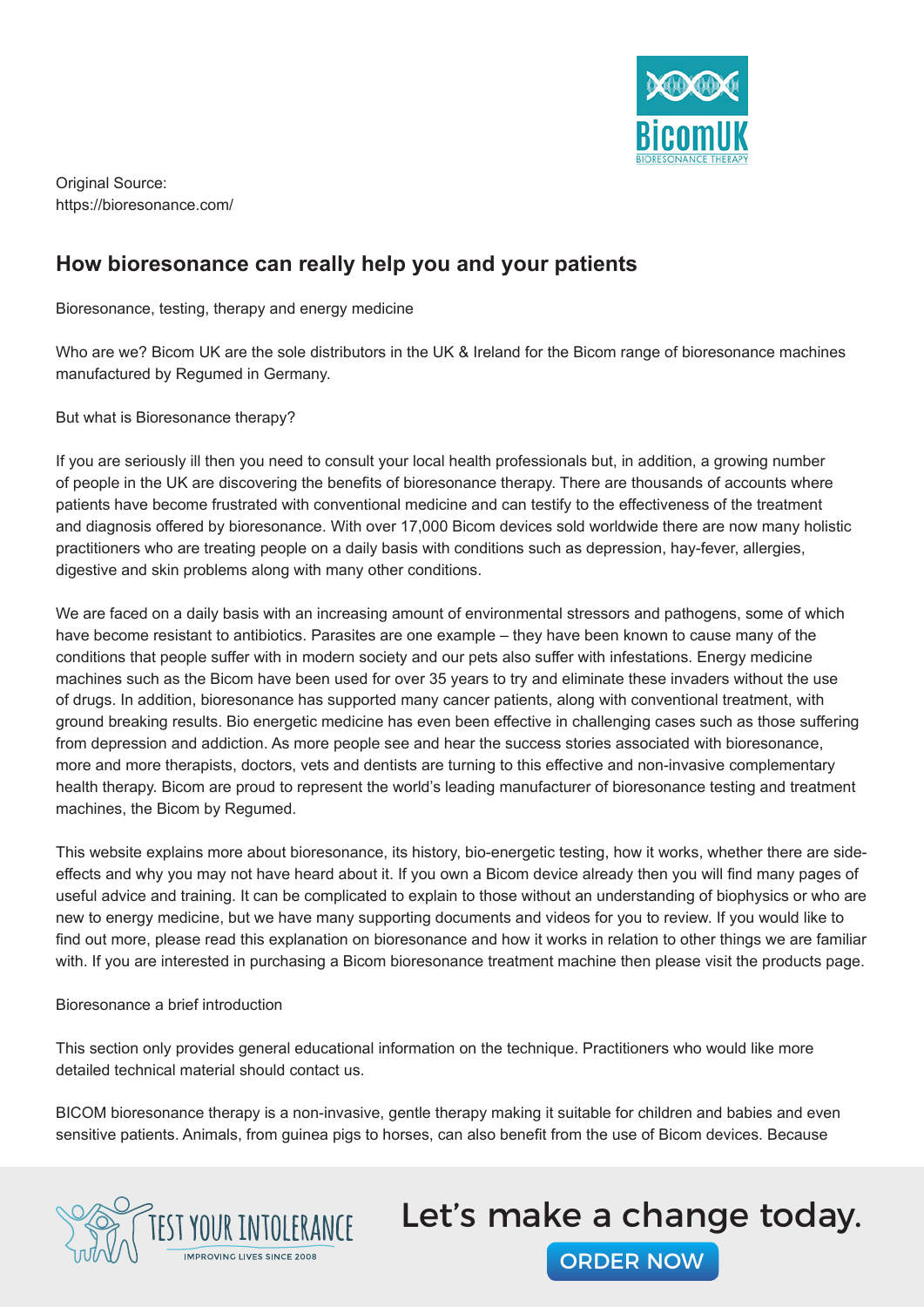Original Source:
https://bioresonance.com/

## How bioresonance can really help you and your patients

Bioresonance, testing, therapy and energy medicine

Who are we? Bicom UK are the sole distributors in the UK & Ireland for the Bicom range of bioresonance machines manufactured by Regumed in Germany.

But what is Bioresonance therapy?

If you are seriously ill then you need to consult your local health professionals but, in addition, a growing number of people in the UK are discovering the benefits of bioresonance therapy. There are thousands of accounts where patients have become frustrated with conventional medicine and can testify to the effectiveness of the treatment and diagnosis offered by bioresonance. With over 17,000 Bicom devices sold worldwide there are now many holistic practitioners who are treating people on a daily basis with conditions such as depression, hay-fever, allergies, digestive and skin problems along with many other conditions.

We are faced on a daily basis with an increasing amount of environmental stressors and pathogens, some of which have become resistant to antibiotics. Parasites are one example – they have been known to cause many of the conditions that people suffer with in modern society and our pets also suffer with infestations. Energy medicine machines such as the Bicom have been used for over 35 years to try and eliminate these invaders without the use of drugs. In addition, bioresonance has supported many cancer patients, along with conventional treatment, with ground breaking results. Bio energetic medicine has even been effective in challenging cases such as those suffering from depression and addiction. As more people see and hear the success stories associated with bioresonance, more and more therapists, doctors, vets and dentists are turning to this effective and non-invasive complementary health therapy. Bicom are proud to represent the world's leading manufacturer of bioresonance testing and treatment machines, the Bicom by Regumed.

This website explains more about bioresonance, its history, bio-energetic testing, how it works, whether there are side-effects and why you may not have heard about it. If you own a Bicom device already then you will find many pages of useful advice and training. It can be complicated to explain to those without an understanding of biophysics or who are new to energy medicine, but we have many supporting documents and videos for you to review. If you would like to find out more, please read this explanation on bioresonance and how it works in relation to other things we are familiar with. If you are interested in purchasing a Bicom bioresonance treatment machine then please visit the products page.

Bioresonance a brief introduction

This section only provides general educational information on the technique. Practitioners who would like more detailed technical material should contact us.

BICOM bioresonance therapy is a non-invasive, gentle therapy making it suitable for children and babies and even sensitive patients. Animals, from guinea pigs to horses, can also benefit from the use of Bicom devices. Because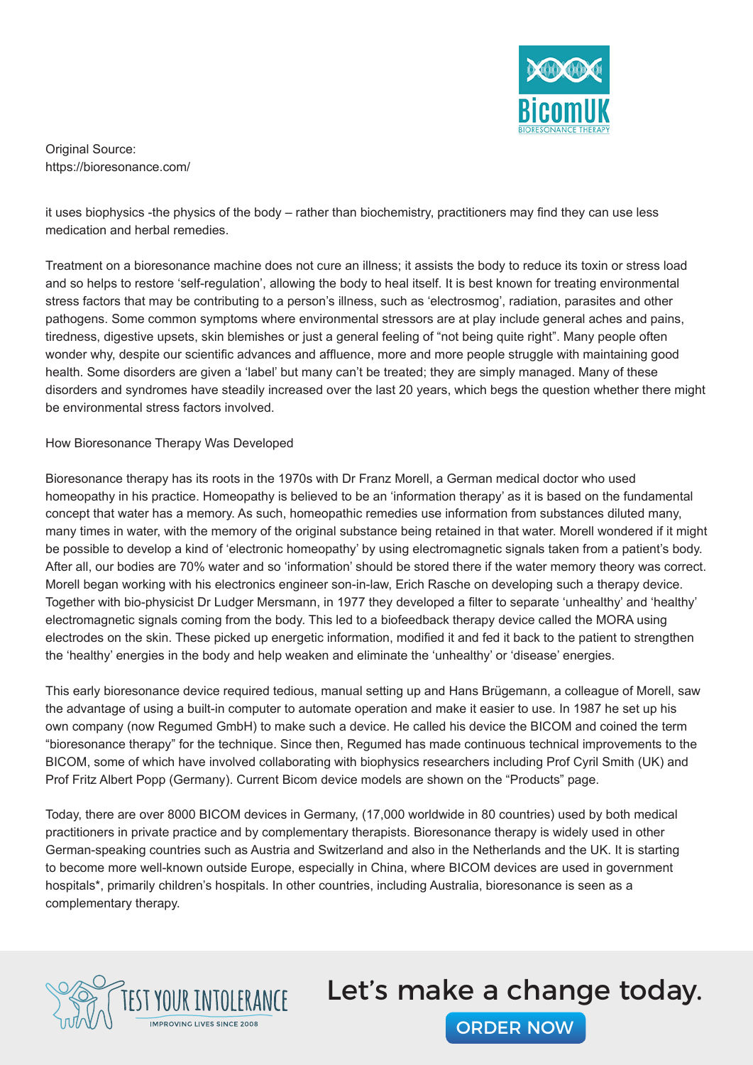Original Source:
https://bioresonance.com/

it uses biophysics -the physics of the body – rather than biochemistry, practitioners may find they can use less medication and herbal remedies.

Treatment on a bioresonance machine does not cure an illness; it assists the body to reduce its toxin or stress load and so helps to restore 'self-regulation', allowing the body to heal itself. It is best known for treating environmental stress factors that may be contributing to a person's illness, such as 'electrosmog', radiation, parasites and other pathogens. Some common symptoms where environmental stressors are at play include general aches and pains, tiredness, digestive upsets, skin blemishes or just a general feeling of "not being quite right". Many people often wonder why, despite our scientific advances and affluence, more and more people struggle with maintaining good health. Some disorders are given a 'label' but many can't be treated; they are simply managed. Many of these disorders and syndromes have steadily increased over the last 20 years, which begs the question whether there might be environmental stress factors involved.

## How Bioresonance Therapy Was Developed

Bioresonance therapy has its roots in the 1970s with Dr Franz Morell, a German medical doctor who used homeopathy in his practice. Homeopathy is believed to be an 'information therapy' as it is based on the fundamental concept that water has a memory. As such, homeopathic remedies use information from substances diluted many, many times in water, with the memory of the original substance being retained in that water. Morell wondered if it might be possible to develop a kind of 'electronic homeopathy' by using electromagnetic signals taken from a patient's body. After all, our bodies are 70% water and so 'information' should be stored there if the water memory theory was correct. Morell began working with his electronics engineer son-in-law, Erich Rasche on developing such a therapy device. Together with bio-physicist Dr Ludger Mersmann, in 1977 they developed a filter to separate 'unhealthy' and 'healthy' electromagnetic signals coming from the body. This led to a biofeedback therapy device called the MORA using electrodes on the skin. These picked up energetic information, modified it and fed it back to the patient to strengthen the 'healthy' energies in the body and help weaken and eliminate the 'unhealthy' or 'disease' energies.

This early bioresonance device required tedious, manual setting up and Hans Brügemann, a colleague of Morell, saw the advantage of using a built-in computer to automate operation and make it easier to use. In 1987 he set up his own company (now Regumed GmbH) to make such a device. He called his device the BICOM and coined the term "bioresonance therapy" for the technique. Since then, Regumed has made continuous technical improvements to the BICOM, some of which have involved collaborating with biophysics researchers including Prof Cyril Smith (UK) and Prof Fritz Albert Popp (Germany). Current Bicom device models are shown on the "Products" page.

Today, there are over 8000 BICOM devices in Germany, (17,000 worldwide in 80 countries) used by both medical practitioners in private practice and by complementary therapists. Bioresonance therapy is widely used in other German-speaking countries such as Austria and Switzerland and also in the Netherlands and the UK. It is starting to become more well-known outside Europe, especially in China, where BICOM devices are used in government hospitals*, primarily children's hospitals. In other countries, including Australia, bioresonance is seen as a complementary therapy.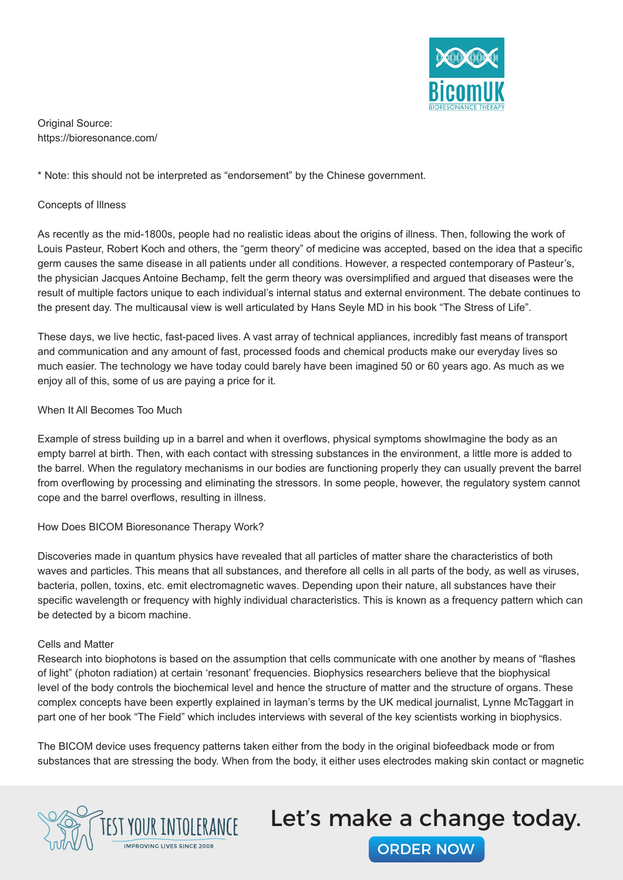Original Source:
https://bioresonance.com/

* Note: this should not be interpreted as "endorsement" by the Chinese government.

## Concepts of Illness

As recently as the mid-1800s, people had no realistic ideas about the origins of illness. Then, following the work of Louis Pasteur, Robert Koch and others, the "germ theory" of medicine was accepted, based on the idea that a specific germ causes the same disease in all patients under all conditions. However, a respected contemporary of Pasteur's, the physician Jacques Antoine Bechamp, felt the germ theory was oversimplified and argued that diseases were the result of multiple factors unique to each individual's internal status and external environment. The debate continues to the present day. The multicausal view is well articulated by Hans Seyle MD in his book "The Stress of Life".

These days, we live hectic, fast-paced lives. A vast array of technical appliances, incredibly fast means of transport and communication and any amount of fast, processed foods and chemical products make our everyday lives so much easier. The technology we have today could barely have been imagined 50 or 60 years ago. As much as we enjoy all of this, some of us are paying a price for it.

## When It All Becomes Too Much

Example of stress building up in a barrel and when it overflows, physical symptoms showImagine the body as an empty barrel at birth. Then, with each contact with stressing substances in the environment, a little more is added to the barrel. When the regulatory mechanisms in our bodies are functioning properly they can usually prevent the barrel from overflowing by processing and eliminating the stressors. In some people, however, the regulatory system cannot cope and the barrel overflows, resulting in illness.

## How Does BICOM Bioresonance Therapy Work?

Discoveries made in quantum physics have revealed that all particles of matter share the characteristics of both waves and particles. This means that all substances, and therefore all cells in all parts of the body, as well as viruses, bacteria, pollen, toxins, etc. emit electromagnetic waves. Depending upon their nature, all substances have their specific wavelength or frequency with highly individual characteristics. This is known as a frequency pattern which can be detected by a bicom machine.

## Cells and Matter

Research into biophotons is based on the assumption that cells communicate with one another by means of "flashes of light" (photon radiation) at certain 'resonant' frequencies. Biophysics researchers believe that the biophysical level of the body controls the biochemical level and hence the structure of matter and the structure of organs. These complex concepts have been expertly explained in layman's terms by the UK medical journalist, Lynne McTaggart in part one of her book "The Field" which includes interviews with several of the key scientists working in biophysics.

The BICOM device uses frequency patterns taken either from the body in the original biofeedback mode or from substances that are stressing the body. When from the body, it either uses electrodes making skin contact or magnetic

Let's make a change today.

ORDER NOW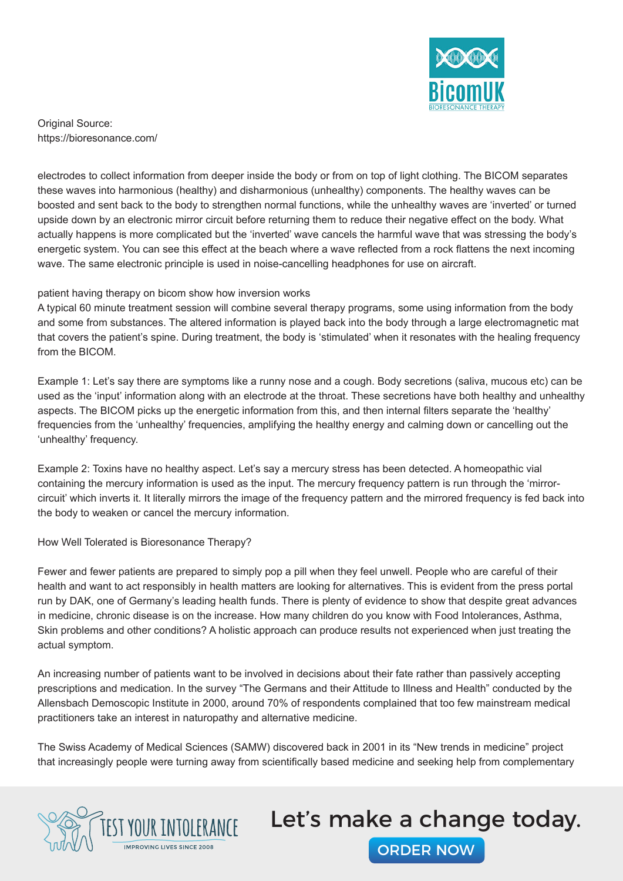Original Source:
https://bioresonance.com/

electrodes to collect information from deeper inside the body or from on top of light clothing. The BICOM separates these waves into harmonious (healthy) and disharmonious (unhealthy) components. The healthy waves can be boosted and sent back to the body to strengthen normal functions, while the unhealthy waves are 'inverted' or turned upside down by an electronic mirror circuit before returning them to reduce their negative effect on the body. What actually happens is more complicated but the 'inverted' wave cancels the harmful wave that was stressing the body's energetic system. You can see this effect at the beach where a wave reflected from a rock flattens the next incoming wave. The same electronic principle is used in noise-cancelling headphones for use on aircraft.

patient having therapy on bicom show how inversion works
A typical 60 minute treatment session will combine several therapy programs, some using information from the body and some from substances. The altered information is played back into the body through a large electromagnetic mat that covers the patient's spine. During treatment, the body is 'stimulated' when it resonates with the healing frequency from the BICOM.

Example 1: Let's say there are symptoms like a runny nose and a cough. Body secretions (saliva, mucous etc) can be used as the 'input' information along with an electrode at the throat. These secretions have both healthy and unhealthy aspects. The BICOM picks up the energetic information from this, and then internal filters separate the 'healthy' frequencies from the 'unhealthy' frequencies, amplifying the healthy energy and calming down or cancelling out the 'unhealthy' frequency.

Example 2: Toxins have no healthy aspect. Let's say a mercury stress has been detected. A homeopathic vial containing the mercury information is used as the input. The mercury frequency pattern is run through the 'mirror-circuit' which inverts it. It literally mirrors the image of the frequency pattern and the mirrored frequency is fed back into the body to weaken or cancel the mercury information.

How Well Tolerated is Bioresonance Therapy?

Fewer and fewer patients are prepared to simply pop a pill when they feel unwell. People who are careful of their health and want to act responsibly in health matters are looking for alternatives. This is evident from the press portal run by DAK, one of Germany's leading health funds. There is plenty of evidence to show that despite great advances in medicine, chronic disease is on the increase. How many children do you know with Food Intolerances, Asthma, Skin problems and other conditions? A holistic approach can produce results not experienced when just treating the actual symptom.

An increasing number of patients want to be involved in decisions about their fate rather than passively accepting prescriptions and medication. In the survey "The Germans and their Attitude to Illness and Health" conducted by the Allensbach Demoscopic Institute in 2000, around 70% of respondents complained that too few mainstream medical practitioners take an interest in naturopathy and alternative medicine.

The Swiss Academy of Medical Sciences (SAMW) discovered back in 2001 in its "New trends in medicine" project that increasingly people were turning away from scientifically based medicine and seeking help from complementary

Let's make a change today.

ORDER NOW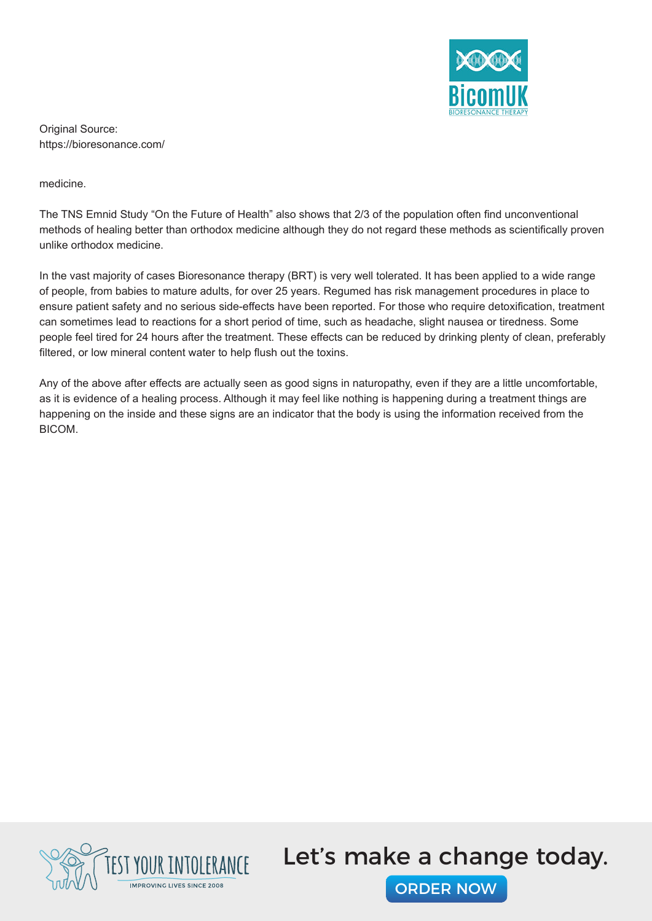Original Source:
https://bioresonance.com/

medicine.

The TNS Emnid Study “On the Future of Health” also shows that 2/3 of the population often find unconventional methods of healing better than orthodox medicine although they do not regard these methods as scientifically proven unlike orthodox medicine.

In the vast majority of cases Bioresonance therapy (BRT) is very well tolerated. It has been applied to a wide range of people, from babies to mature adults, for over 25 years. Regumed has risk management procedures in place to ensure patient safety and no serious side-effects have been reported. For those who require detoxification, treatment can sometimes lead to reactions for a short period of time, such as headache, slight nausea or tiredness. Some people feel tired for 24 hours after the treatment. These effects can be reduced by drinking plenty of clean, preferably filtered, or low mineral content water to help flush out the toxins.

Any of the above after effects are actually seen as good signs in naturopathy, even if they are a little uncomfortable, as it is evidence of a healing process. Although it may feel like nothing is happening during a treatment things are happening on the inside and these signs are an indicator that the body is using the information received from the BICOM.